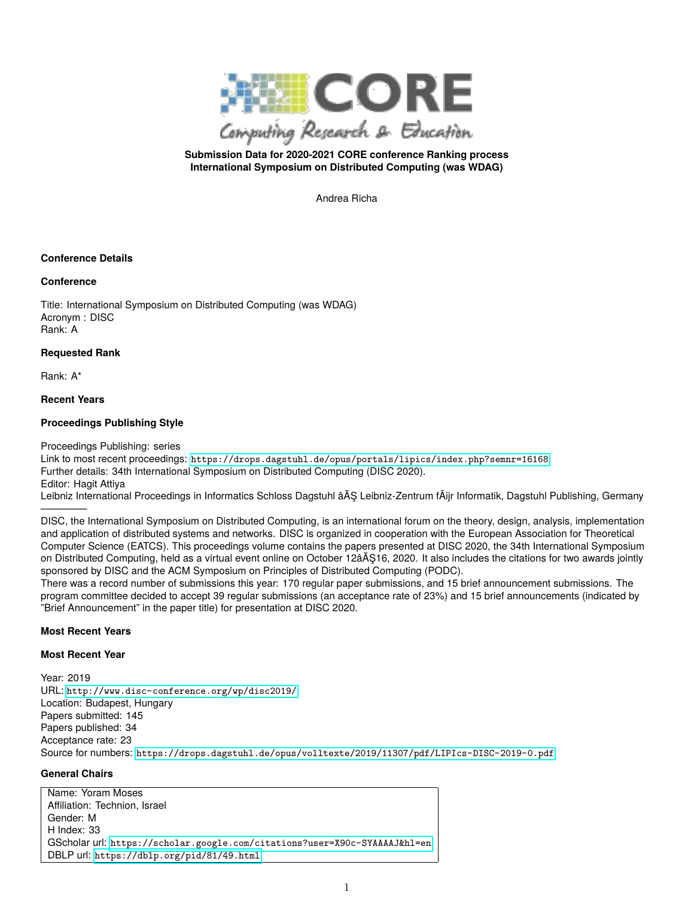**Submission Data for 2020-2021 CORE conference Ranking process**
**International Symposium on Distributed Computing (was WDAG)**

Andrea Richa

### Conference Details

### Conference

Title: International Symposium on Distributed Computing (was WDAG)
Acronym : DISC
Rank: A

### Requested Rank

Rank: A*

### Recent Years

### Proceedings Publishing Style

Proceedings Publishing: series
Link to most recent proceedings: https://drops.dagstuhl.de/opus/portals/lipics/index.php?semnr=16168
Further details: 34th International Symposium on Distributed Computing (DISC 2020).
Editor: Hagit Attiya
Leibniz International Proceedings in Informatics Schloss Dagstuhl âĂŞ Leibniz-Zentrum fÃijr Informatik, Dagstuhl Publishing, Germany

---

DISC, the International Symposium on Distributed Computing, is an international forum on the theory, design, analysis, implementation and application of distributed systems and networks. DISC is organized in cooperation with the European Association for Theoretical Computer Science (EATCS). This proceedings volume contains the papers presented at DISC 2020, the 34th International Symposium on Distributed Computing, held as a virtual event online on October 12âĂŞ16, 2020. It also includes the citations for two awards jointly sponsored by DISC and the ACM Symposium on Principles of Distributed Computing (PODC).
There was a record number of submissions this year: 170 regular paper submissions, and 15 brief announcement submissions. The program committee decided to accept 39 regular submissions (an acceptance rate of 23%) and 15 brief announcements (indicated by "Brief Announcement" in the paper title) for presentation at DISC 2020.

### Most Recent Years

### Most Recent Year

Year: 2019
URL: http://www.disc-conference.org/wp/disc2019/
Location: Budapest, Hungary
Papers submitted: 145
Papers published: 34
Acceptance rate: 23
Source for numbers: https://drops.dagstuhl.de/opus/volltexte/2019/11307/pdf/LIPIcs-DISC-2019-0.pdf

### General Chairs

| Name: Yoram Moses |
|---|
| Affiliation: Technion, Israel |
| Gender: M |
| H Index: 33 |
| GScholar url: https://scholar.google.com/citations?user=X90c-SYAAAAJ&hl=en |
| DBLP url: https://dblp.org/pid/81/49.html |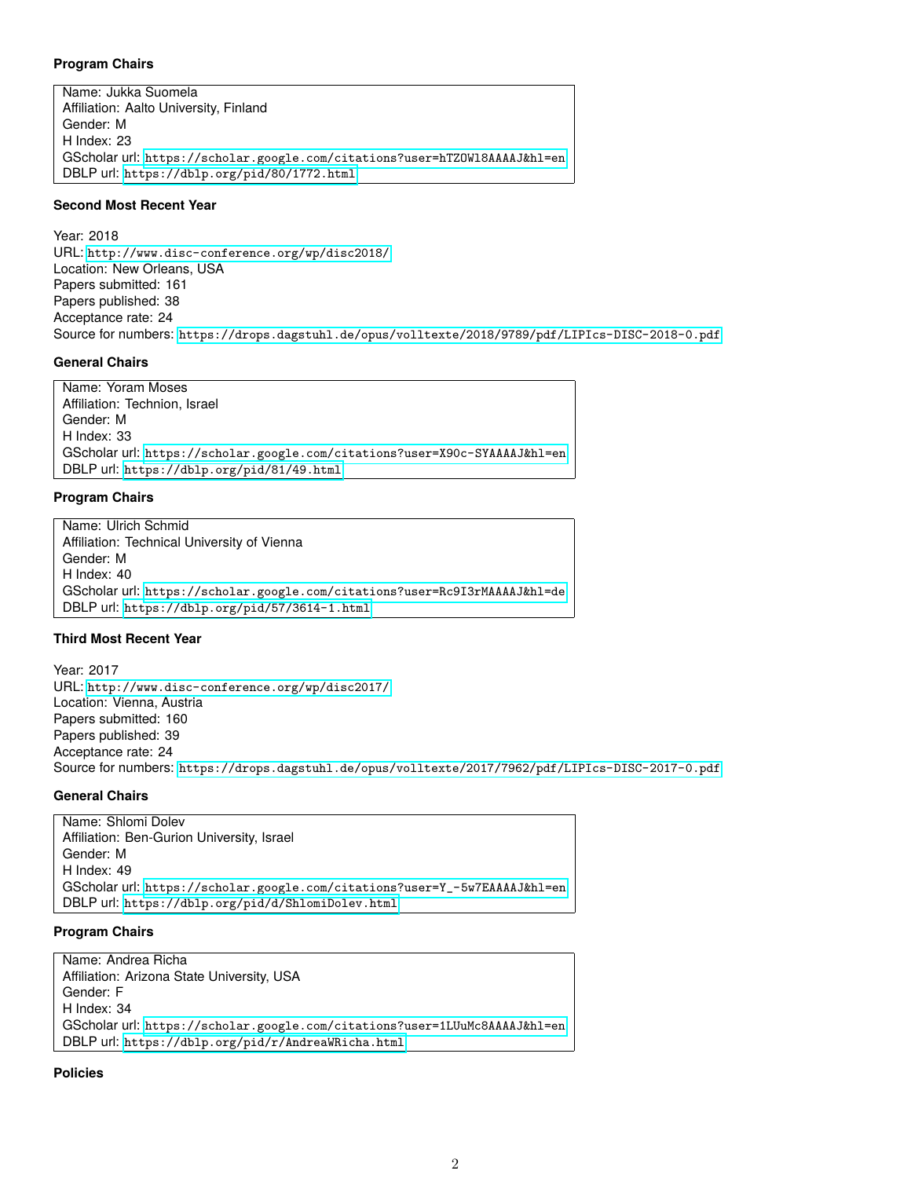### Program Chairs

| |
|---|
| Name: Jukka Suomela |
| Affiliation: Aalto University, Finland |
| Gender: M |
| H Index: 23 |
| GScholar url: https://scholar.google.com/citations?user=hTZOW18AAAAJ&hl=en |
| DBLP url: https://dblp.org/pid/80/1772.html |

### Second Most Recent Year

Year: 2018
URL: http://www.disc-conference.org/wp/disc2018/
Location: New Orleans, USA
Papers submitted: 161
Papers published: 38
Acceptance rate: 24
Source for numbers: https://drops.dagstuhl.de/opus/volltexte/2018/9789/pdf/LIPIcs-DISC-2018-0.pdf

### General Chairs

| |
|---|
| Name: Yoram Moses |
| Affiliation: Technion, Israel |
| Gender: M |
| H Index: 33 |
| GScholar url: https://scholar.google.com/citations?user=X90c-SYAAAAJ&hl=en |
| DBLP url: https://dblp.org/pid/81/49.html |

### Program Chairs

| |
|---|
| Name: Ulrich Schmid |
| Affiliation: Technical University of Vienna |
| Gender: M |
| H Index: 40 |
| GScholar url: https://scholar.google.com/citations?user=Rc9I3rMAAAAJ&hl=de |
| DBLP url: https://dblp.org/pid/57/3614-1.html |

### Third Most Recent Year

Year: 2017
URL: http://www.disc-conference.org/wp/disc2017/
Location: Vienna, Austria
Papers submitted: 160
Papers published: 39
Acceptance rate: 24
Source for numbers: https://drops.dagstuhl.de/opus/volltexte/2017/7962/pdf/LIPIcs-DISC-2017-0.pdf

### General Chairs

| |
|---|
| Name: Shlomi Dolev |
| Affiliation: Ben-Gurion University, Israel |
| Gender: M |
| H Index: 49 |
| GScholar url: https://scholar.google.com/citations?user=Y_-5w7EAAAAJ&hl=en |
| DBLP url: https://dblp.org/pid/d/ShlomiDolev.html |

### Program Chairs

| |
|---|
| Name: Andrea Richa |
| Affiliation: Arizona State University, USA |
| Gender: F |
| H Index: 34 |
| GScholar url: https://scholar.google.com/citations?user=1LUuMc8AAAAJ&hl=en |
| DBLP url: https://dblp.org/pid/r/AndreaWRicha.html |

### Policies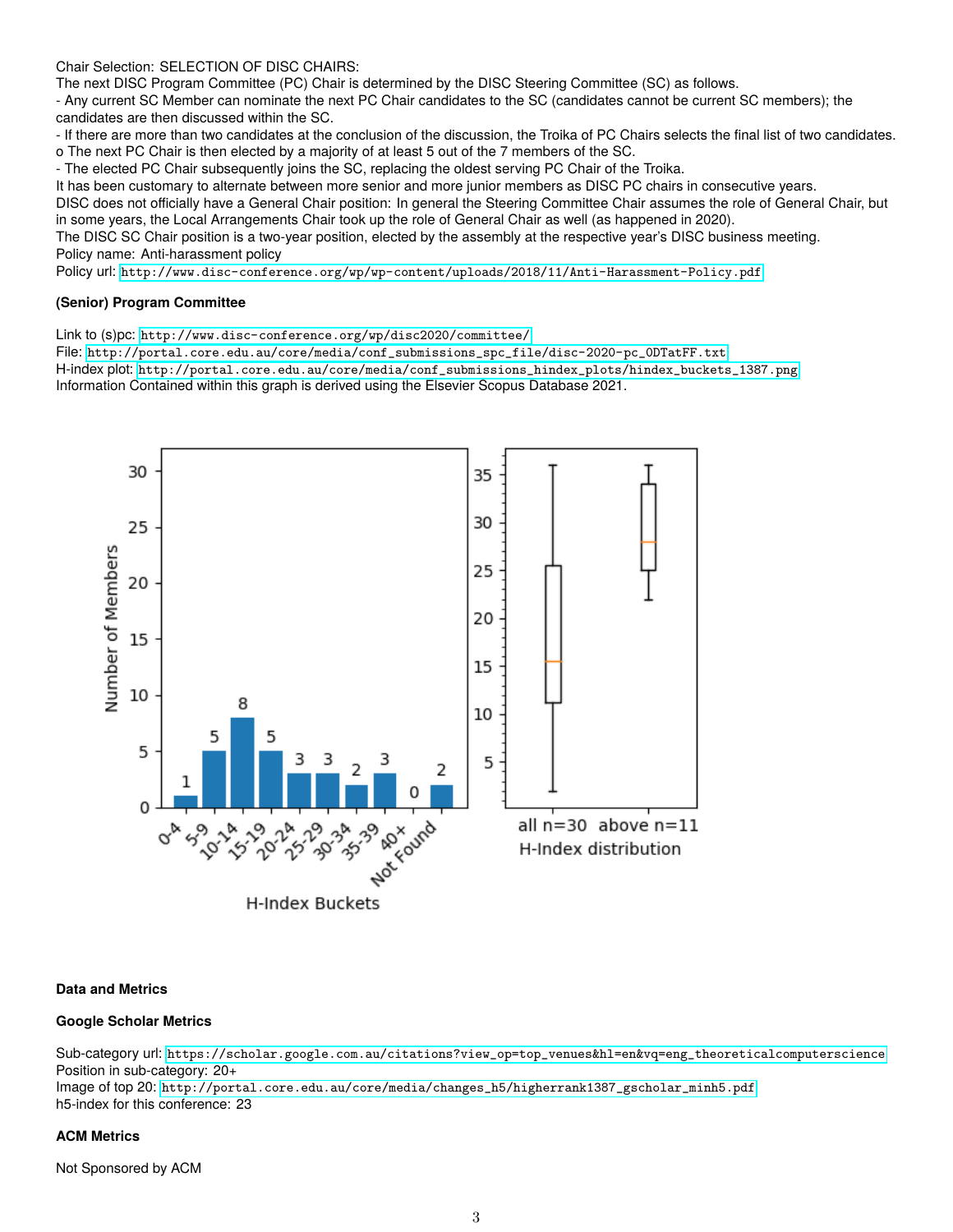Chair Selection: SELECTION OF DISC CHAIRS:
The next DISC Program Committee (PC) Chair is determined by the DISC Steering Committee (SC) as follows.
- Any current SC Member can nominate the next PC Chair candidates to the SC (candidates cannot be current SC members); the candidates are then discussed within the SC.
- If there are more than two candidates at the conclusion of the discussion, the Troika of PC Chairs selects the final list of two candidates.
o The next PC Chair is then elected by a majority of at least 5 out of the 7 members of the SC.
- The elected PC Chair subsequently joins the SC, replacing the oldest serving PC Chair of the Troika.
It has been customary to alternate between more senior and more junior members as DISC PC chairs in consecutive years.
DISC does not officially have a General Chair position: In general the Steering Committee Chair assumes the role of General Chair, but in some years, the Local Arrangements Chair took up the role of General Chair as well (as happened in 2020).
The DISC SC Chair position is a two-year position, elected by the assembly at the respective year's DISC business meeting.
Policy name: Anti-harassment policy
Policy url: http://www.disc-conference.org/wp/wp-content/uploads/2018/11/Anti-Harassment-Policy.pdf

### (Senior) Program Committee

Link to (s)pc: http://www.disc-conference.org/wp/disc2020/committee/
File: http://portal.core.edu.au/core/media/conf_submissions_spc_file/disc-2020-pc_0DTatFF.txt
H-index plot: http://portal.core.edu.au/core/media/conf_submissions_hindex_plots/hindex_buckets_1387.png
Information Contained within this graph is derived using the Elsevier Scopus Database 2021.

### Data and Metrics

### Google Scholar Metrics

Sub-category url: https://scholar.google.com.au/citations?view_op=top_venues&hl=en&vq=eng_theoreticalcomputerscience
Position in sub-category: 20+
Image of top 20: http://portal.core.edu.au/core/media/changes_h5/higherrank1387_gscholar_minh5.pdf
h5-index for this conference: 23

### ACM Metrics

Not Sponsored by ACM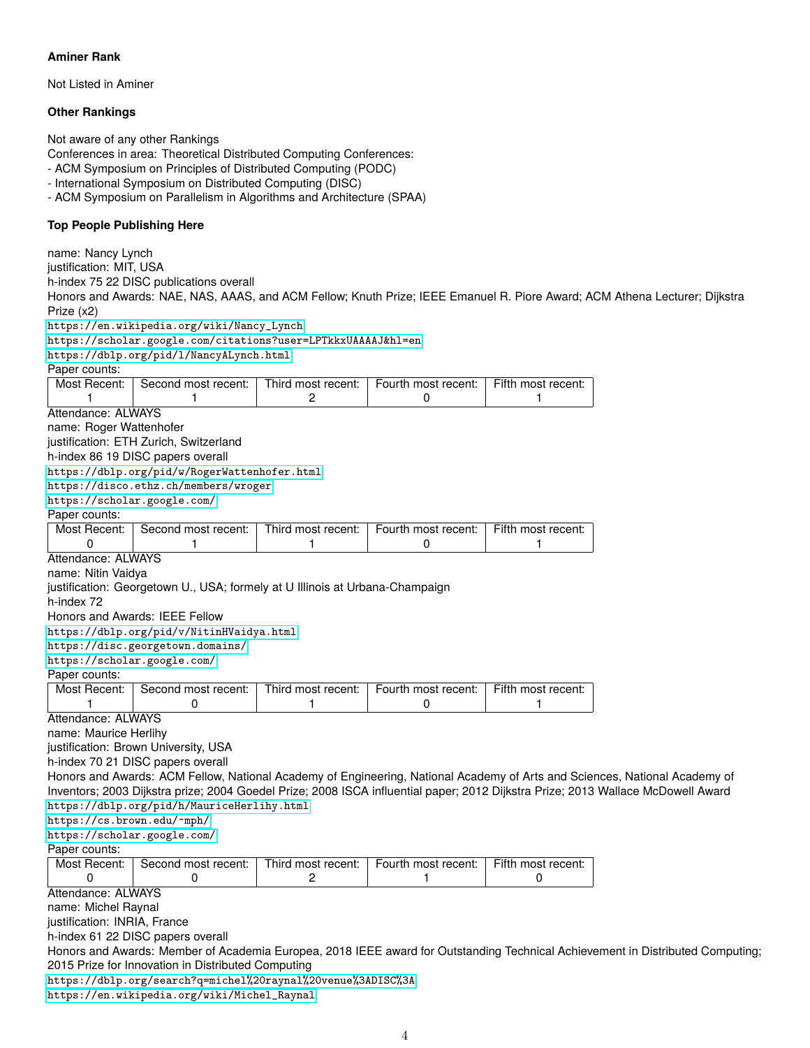### Aminer Rank

Not Listed in Aminer

### Other Rankings

Not aware of any other Rankings
Conferences in area: Theoretical Distributed Computing Conferences:
- ACM Symposium on Principles of Distributed Computing (PODC)
- International Symposium on Distributed Computing (DISC)
- ACM Symposium on Parallelism in Algorithms and Architecture (SPAA)

### Top People Publishing Here

name: Nancy Lynch
justification: MIT, USA
h-index 75 22 DISC publications overall
Honors and Awards: NAE, NAS, AAAS, and ACM Fellow; Knuth Prize; IEEE Emanuel R. Piore Award; ACM Athena Lecturer; Dijkstra Prize (x2)
https://en.wikipedia.org/wiki/Nancy_Lynch
https://scholar.google.com/citations?user=LPTkkxUAAAAJ&hl=en
https://dblp.org/pid/l/NancyALynch.html
Paper counts:

| Most Recent: | Second most recent: | Third most recent: | Fourth most recent: | Fifth most recent: |
|---|---|---|---|---|
| 1 | 1 | 2 | 0 | 1 |

Attendance: ALWAYS
name: Roger Wattenhofer
justification: ETH Zurich, Switzerland
h-index 86 19 DISC papers overall
https://dblp.org/pid/w/RogerWattenhofer.html
https://disco.ethz.ch/members/wroger
https://scholar.google.com/
Paper counts:

| Most Recent: | Second most recent: | Third most recent: | Fourth most recent: | Fifth most recent: |
|---|---|---|---|---|
| 0 | 1 | 1 | 0 | 1 |

Attendance: ALWAYS
name: Nitin Vaidya
justification: Georgetown U., USA; formely at U Illinois at Urbana-Champaign
h-index 72
Honors and Awards: IEEE Fellow
https://dblp.org/pid/v/NitinHVaidya.html
https://disc.georgetown.domains/
https://scholar.google.com/
Paper counts:

| Most Recent: | Second most recent: | Third most recent: | Fourth most recent: | Fifth most recent: |
|---|---|---|---|---|
| 1 | 0 | 1 | 0 | 1 |

Attendance: ALWAYS
name: Maurice Herlihy
justification: Brown University, USA
h-index 70 21 DISC papers overall
Honors and Awards: ACM Fellow, National Academy of Engineering, National Academy of Arts and Sciences, National Academy of Inventors; 2003 Dijkstra prize; 2004 Goedel Prize; 2008 ISCA influential paper; 2012 Dijkstra Prize; 2013 Wallace McDowell Award
https://dblp.org/pid/h/MauriceHerlihy.html
https://cs.brown.edu/~mph/
https://scholar.google.com/
Paper counts:

| Most Recent: | Second most recent: | Third most recent: | Fourth most recent: | Fifth most recent: |
|---|---|---|---|---|
| 0 | 0 | 2 | 1 | 0 |

Attendance: ALWAYS
name: Michel Raynal
justification: INRIA, France
h-index 61 22 DISC papers overall
Honors and Awards: Member of Academia Europea, 2018 IEEE award for Outstanding Technical Achievement in Distributed Computing; 2015 Prize for Innovation in Distributed Computing
https://dblp.org/search?q=michel%20raynal%20venue%3ADISC%3A
https://en.wikipedia.org/wiki/Michel_Raynal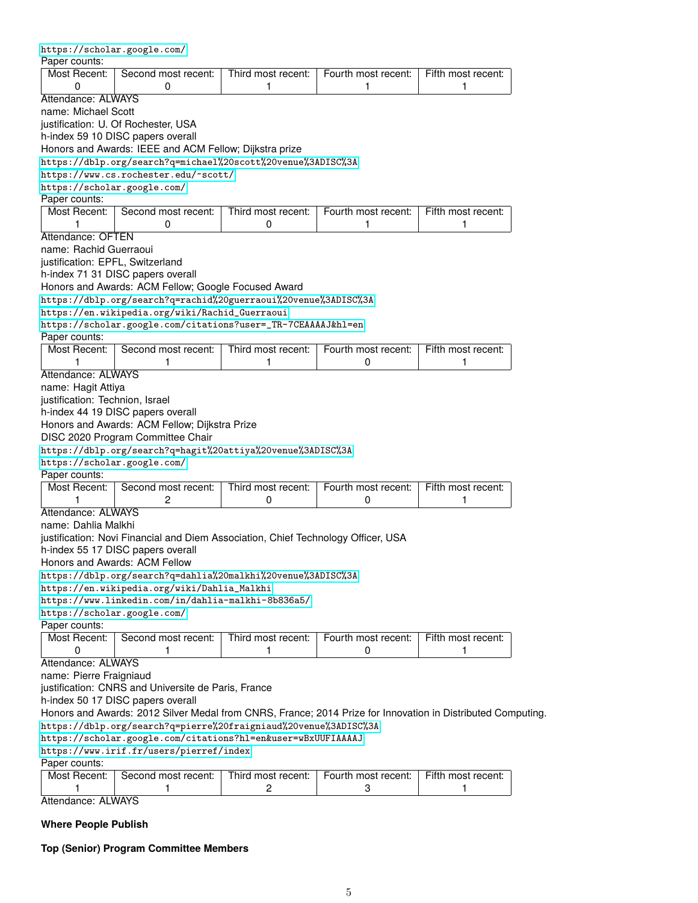https://scholar.google.com/

Paper counts:

| Most Recent: | Second most recent: | Third most recent: | Fourth most recent: | Fifth most recent: |
|---|---|---|---|---|
| 0 | 0 | 1 | 1 | 1 |

Attendance: ALWAYS

name: Michael Scott

justification: U. Of Rochester, USA

h-index 59 10 DISC papers overall

Honors and Awards: IEEE and ACM Fellow; Dijkstra prize

https://dblp.org/search?q=michael%20scott%20venue%3ADISC%3A

https://www.cs.rochester.edu/~scott/

https://scholar.google.com/

Paper counts:

| Most Recent: | Second most recent: | Third most recent: | Fourth most recent: | Fifth most recent: |
|---|---|---|---|---|
| 1 | 0 | 0 | 1 | 1 |

Attendance: OFTEN

name: Rachid Guerraoui

justification: EPFL, Switzerland

h-index 71 31 DISC papers overall

Honors and Awards: ACM Fellow; Google Focused Award

https://dblp.org/search?q=rachid%20guerraoui%20venue%3ADISC%3A

https://en.wikipedia.org/wiki/Rachid_Guerraoui

https://scholar.google.com/citations?user=_TR-7CEAAAAJ&hl=en

Paper counts:

| Most Recent: | Second most recent: | Third most recent: | Fourth most recent: | Fifth most recent: |
|---|---|---|---|---|
| 1 | 1 | 1 | 0 | 1 |

Attendance: ALWAYS

name: Hagit Attiya

justification: Technion, Israel

h-index 44 19 DISC papers overall

Honors and Awards: ACM Fellow; Dijkstra Prize

DISC 2020 Program Committee Chair

https://dblp.org/search?q=hagit%20attiya%20venue%3ADISC%3A

https://scholar.google.com/

Paper counts:

| Most Recent: | Second most recent: | Third most recent: | Fourth most recent: | Fifth most recent: |
|---|---|---|---|---|
| 1 | 2 | 0 | 0 | 1 |

Attendance: ALWAYS

name: Dahlia Malkhi

justification: Novi Financial and Diem Association, Chief Technology Officer, USA

h-index 55 17 DISC papers overall

Honors and Awards: ACM Fellow

https://dblp.org/search?q=dahlia%20malkhi%20venue%3ADISC%3A

https://en.wikipedia.org/wiki/Dahlia_Malkhi

https://www.linkedin.com/in/dahlia-malkhi-8b836a5/

https://scholar.google.com/

Paper counts:

| Most Recent: | Second most recent: | Third most recent: | Fourth most recent: | Fifth most recent: |
|---|---|---|---|---|
| 0 | 1 | 1 | 0 | 1 |

Attendance: ALWAYS

name: Pierre Fraigniaud

justification: CNRS and Universite de Paris, France

h-index 50 17 DISC papers overall

Honors and Awards: 2012 Silver Medal from CNRS, France; 2014 Prize for Innovation in Distributed Computing.

https://dblp.org/search?q=pierre%20fraigniaud%20venue%3ADISC%3A

https://scholar.google.com/citations?hl=en&user=wBxUUFIAAAAJ

https://www.irif.fr/users/pierref/index

Paper counts:

| Most Recent: | Second most recent: | Third most recent: | Fourth most recent: | Fifth most recent: |
|---|---|---|---|---|
| 1 | 1 | 2 | 3 | 1 |

Attendance: ALWAYS

**Where People Publish**

**Top (Senior) Program Committee Members**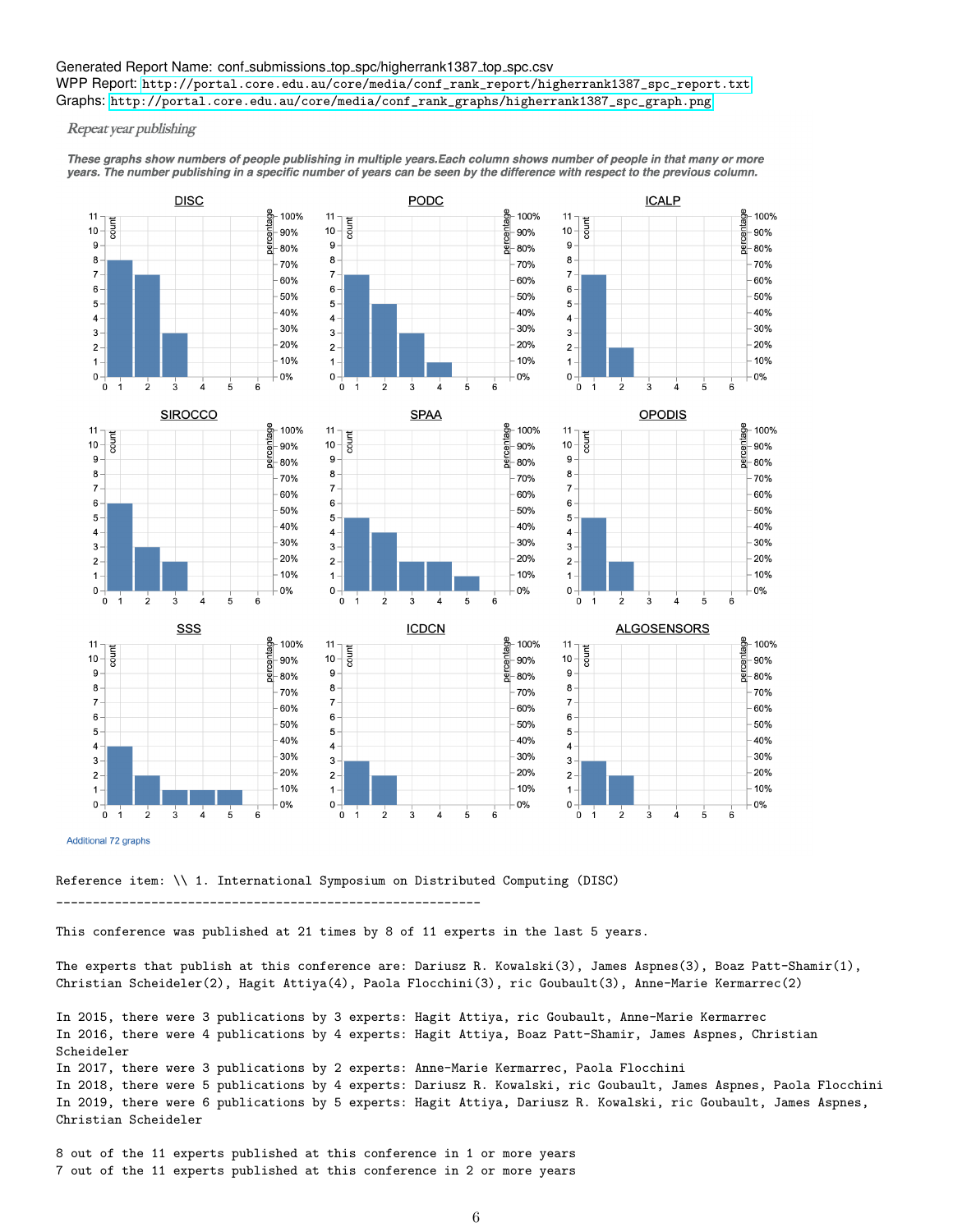Generated Report Name: conf_submissions_top_spc/higherrank1387_top_spc.csv
WPP Report: http://portal.core.edu.au/core/media/conf_rank_report/higherrank1387_spc_report.txt
Graphs: http://portal.core.edu.au/core/media/conf_rank_graphs/higherrank1387_spc_graph.png

*Repeat year publishing*

***These graphs show numbers of people publishing in multiple years.Each column shows number of people in that many or more years. The number publishing in a specific number of years can be seen by the difference with respect to the previous column.***

Additional 72 graphs

```
Reference item: \\ 1. International Symposium on Distributed Computing (DISC)
-----------------------------------------------------------

This conference was published at 21 times by 8 of 11 experts in the last 5 years.

The experts that publish at this conference are: Dariusz R. Kowalski(3), James Aspnes(3), Boaz Patt-Shamir(1),
Christian Scheideler(2), Hagit Attiya(4), Paola Flocchini(3), ric Goubault(3), Anne-Marie Kermarrec(2)

In 2015, there were 3 publications by 3 experts: Hagit Attiya, ric Goubault, Anne-Marie Kermarrec
In 2016, there were 4 publications by 4 experts: Hagit Attiya, Boaz Patt-Shamir, James Aspnes, Christian
Scheideler
In 2017, there were 3 publications by 2 experts: Anne-Marie Kermarrec, Paola Flocchini
In 2018, there were 5 publications by 4 experts: Dariusz R. Kowalski, ric Goubault, James Aspnes, Paola Flocchini
In 2019, there were 6 publications by 5 experts: Hagit Attiya, Dariusz R. Kowalski, ric Goubault, James Aspnes,
Christian Scheideler

8 out of the 11 experts published at this conference in 1 or more years
7 out of the 11 experts published at this conference in 2 or more years
```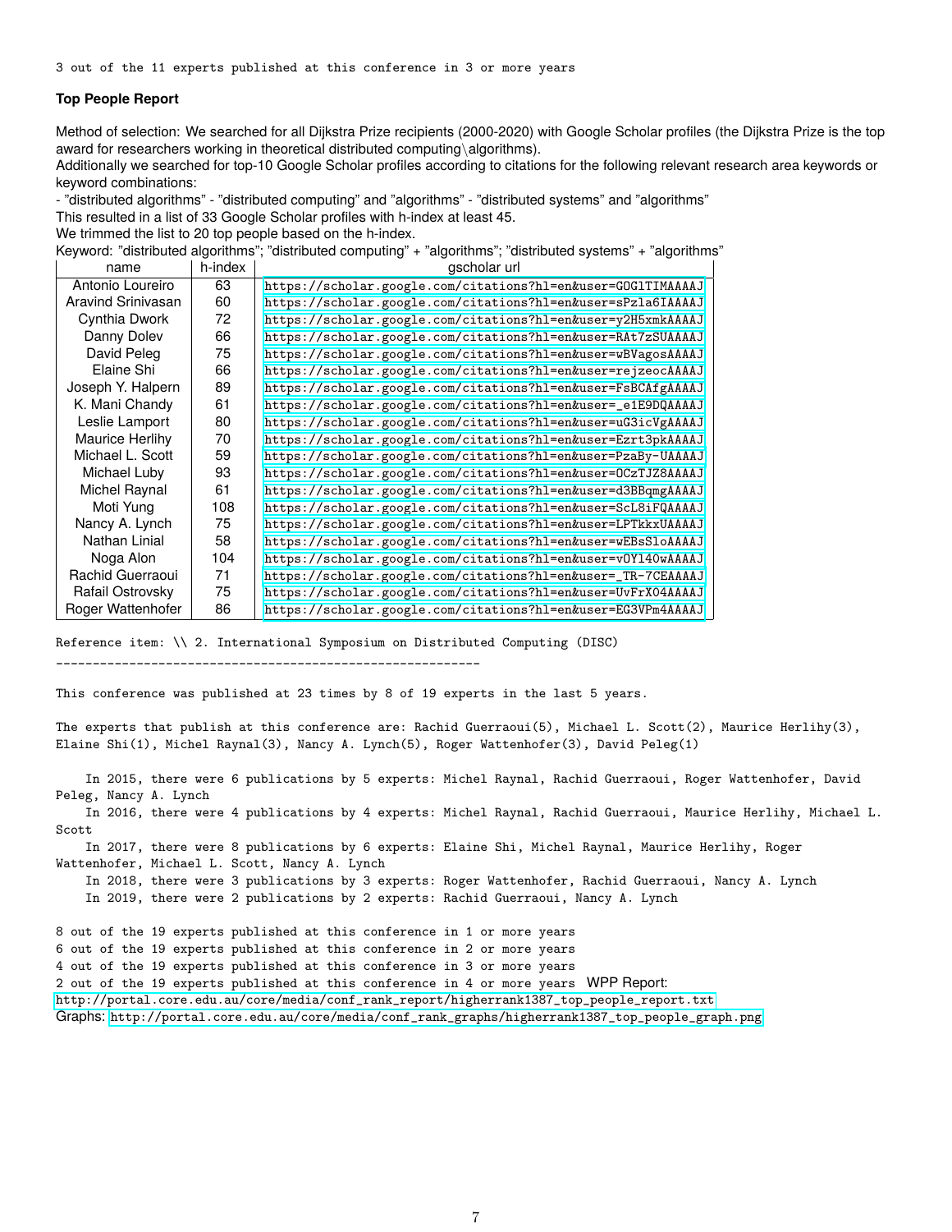3 out of the 11 experts published at this conference in 3 or more years

**Top People Report**

Method of selection: We searched for all Dijkstra Prize recipients (2000-2020) with Google Scholar profiles (the Dijkstra Prize is the top award for researchers working in theoretical distributed computing\algorithms).
Additionally we searched for top-10 Google Scholar profiles according to citations for the following relevant research area keywords or keyword combinations:
- "distributed algorithms" - "distributed computing" and "algorithms" - "distributed systems" and "algorithms"
This resulted in a list of 33 Google Scholar profiles with h-index at least 45.
We trimmed the list to 20 top people based on the h-index.
Keyword: "distributed algorithms"; "distributed computing" + "algorithms"; "distributed systems" + "algorithms"

| name | h-index | gscholar url |
|---|---|---|
| Antonio Loureiro | 63 | https://scholar.google.com/citations?hl=en&user=GOGlTIMAAAAJ |
| Aravind Srinivasan | 60 | https://scholar.google.com/citations?hl=en&user=sPzla6IAAAAJ |
| Cynthia Dwork | 72 | https://scholar.google.com/citations?hl=en&user=y2H5xmkAAAAJ |
| Danny Dolev | 66 | https://scholar.google.com/citations?hl=en&user=RAt7zSUAAAAJ |
| David Peleg | 75 | https://scholar.google.com/citations?hl=en&user=wBVagosAAAAJ |
| Elaine Shi | 66 | https://scholar.google.com/citations?hl=en&user=rejzeocAAAAJ |
| Joseph Y. Halpern | 89 | https://scholar.google.com/citations?hl=en&user=FsBCAfgAAAAJ |
| K. Mani Chandy | 61 | https://scholar.google.com/citations?hl=en&user=_e1E9DQAAAAJ |
| Leslie Lamport | 80 | https://scholar.google.com/citations?hl=en&user=uG3icVgAAAAJ |
| Maurice Herlihy | 70 | https://scholar.google.com/citations?hl=en&user=Ezrt3pkAAAAJ |
| Michael L. Scott | 59 | https://scholar.google.com/citations?hl=en&user=PzaBy-UAAAAJ |
| Michael Luby | 93 | https://scholar.google.com/citations?hl=en&user=OCzTJZ8AAAAJ |
| Michel Raynal | 61 | https://scholar.google.com/citations?hl=en&user=d3BBqmgAAAAJ |
| Moti Yung | 108 | https://scholar.google.com/citations?hl=en&user=ScL8iFQAAAAJ |
| Nancy A. Lynch | 75 | https://scholar.google.com/citations?hl=en&user=LPTkkxUAAAAJ |
| Nathan Linial | 58 | https://scholar.google.com/citations?hl=en&user=wEBsSloAAAAJ |
| Noga Alon | 104 | https://scholar.google.com/citations?hl=en&user=vOYl40wAAAAJ |
| Rachid Guerraoui | 71 | https://scholar.google.com/citations?hl=en&user=_TR-7CEAAAAJ |
| Rafail Ostrovsky | 75 | https://scholar.google.com/citations?hl=en&user=UvFrX04AAAAJ |
| Roger Wattenhofer | 86 | https://scholar.google.com/citations?hl=en&user=EG3VPm4AAAAJ |

Reference item: \\ 2. International Symposium on Distributed Computing (DISC)
-----------------------------------------------------------

This conference was published at 23 times by 8 of 19 experts in the last 5 years.

The experts that publish at this conference are: Rachid Guerraoui(5), Michael L. Scott(2), Maurice Herlihy(3), Elaine Shi(1), Michel Raynal(3), Nancy A. Lynch(5), Roger Wattenhofer(3), David Peleg(1)

In 2015, there were 6 publications by 5 experts: Michel Raynal, Rachid Guerraoui, Roger Wattenhofer, David Peleg, Nancy A. Lynch
In 2016, there were 4 publications by 4 experts: Michel Raynal, Rachid Guerraoui, Maurice Herlihy, Michael L. Scott
In 2017, there were 8 publications by 6 experts: Elaine Shi, Michel Raynal, Maurice Herlihy, Roger Wattenhofer, Michael L. Scott, Nancy A. Lynch
In 2018, there were 3 publications by 3 experts: Roger Wattenhofer, Rachid Guerraoui, Nancy A. Lynch
In 2019, there were 2 publications by 2 experts: Rachid Guerraoui, Nancy A. Lynch

8 out of the 19 experts published at this conference in 1 or more years
6 out of the 19 experts published at this conference in 2 or more years
4 out of the 19 experts published at this conference in 3 or more years
2 out of the 19 experts published at this conference in 4 or more years WPP Report:
http://portal.core.edu.au/core/media/conf_rank_report/higherrank1387_top_people_report.txt
Graphs: http://portal.core.edu.au/core/media/conf_rank_graphs/higherrank1387_top_people_graph.png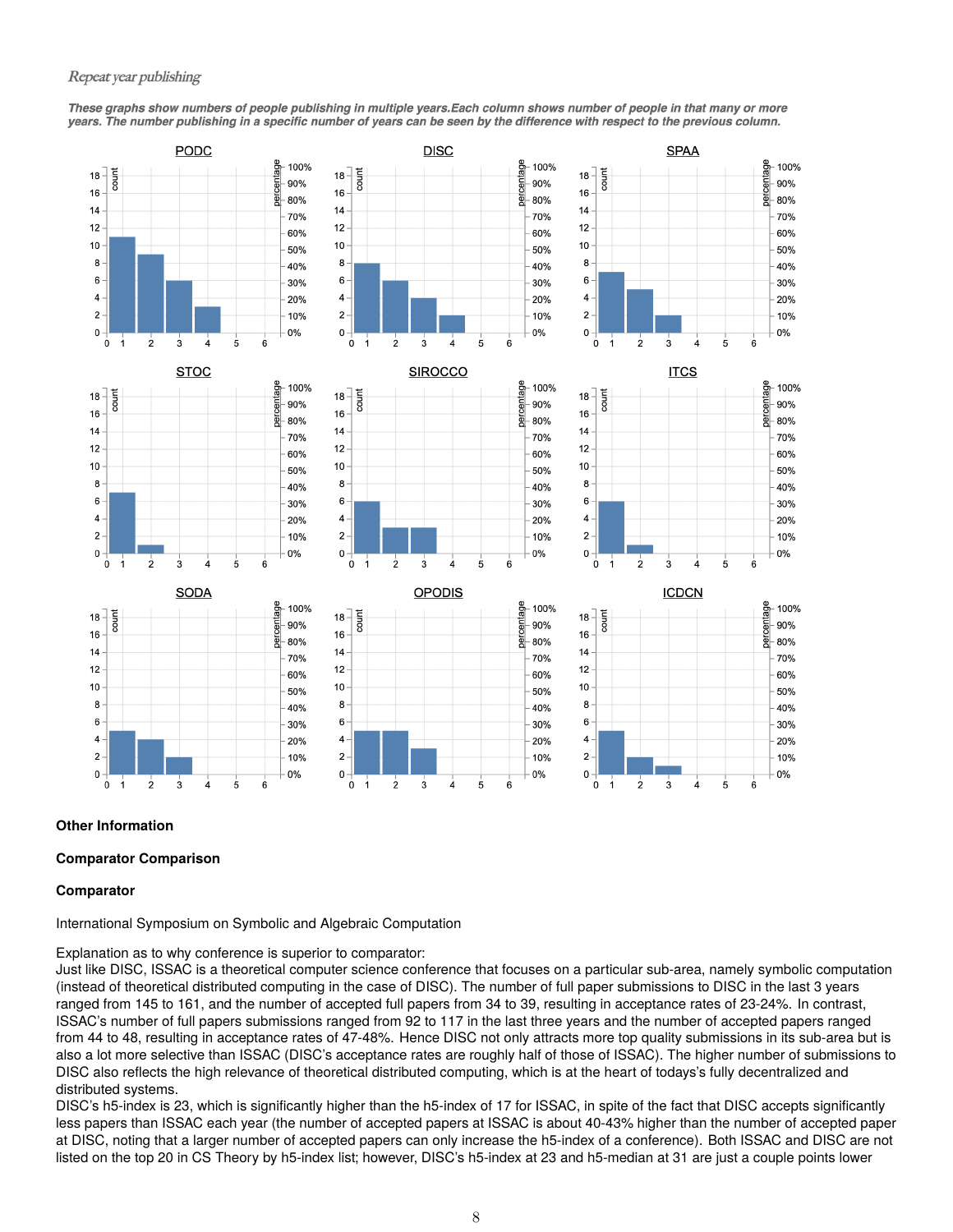*Repeat year publishing*

***These graphs show numbers of people publishing in multiple years.Each column shows number of people in that many or more years. The number publishing in a specific number of years can be seen by the difference with respect to the previous column.***

**Other Information**

**Comparator Comparison**

**Comparator**

International Symposium on Symbolic and Algebraic Computation

Explanation as to why conference is superior to comparator:
Just like DISC, ISSAC is a theoretical computer science conference that focuses on a particular sub-area, namely symbolic computation (instead of theoretical distributed computing in the case of DISC). The number of full paper submissions to DISC in the last 3 years ranged from 145 to 161, and the number of accepted full papers from 34 to 39, resulting in acceptance rates of 23-24%. In contrast, ISSAC's number of full papers submissions ranged from 92 to 117 in the last three years and the number of accepted papers ranged from 44 to 48, resulting in acceptance rates of 47-48%. Hence DISC not only attracts more top quality submissions in its sub-area but is also a lot more selective than ISSAC (DISC's acceptance rates are roughly half of those of ISSAC). The higher number of submissions to DISC also reflects the high relevance of theoretical distributed computing, which is at the heart of todays's fully decentralized and distributed systems.
DISC's h5-index is 23, which is significantly higher than the h5-index of 17 for ISSAC, in spite of the fact that DISC accepts significantly less papers than ISSAC each year (the number of accepted papers at ISSAC is about 40-43% higher than the number of accepted paper at DISC, noting that a larger number of accepted papers can only increase the h5-index of a conference). Both ISSAC and DISC are not listed on the top 20 in CS Theory by h5-index list; however, DISC's h5-index at 23 and h5-median at 31 are just a couple points lower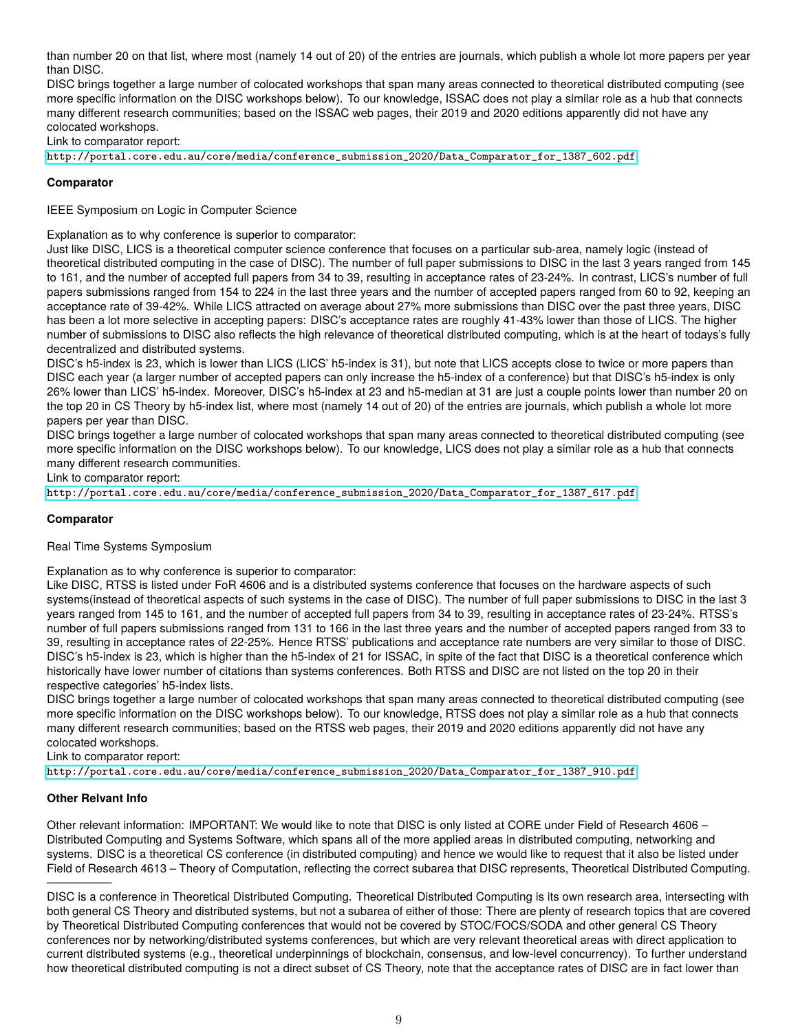than number 20 on that list, where most (namely 14 out of 20) of the entries are journals, which publish a whole lot more papers per year than DISC.
DISC brings together a large number of colocated workshops that span many areas connected to theoretical distributed computing (see more specific information on the DISC workshops below). To our knowledge, ISSAC does not play a similar role as a hub that connects many different research communities; based on the ISSAC web pages, their 2019 and 2020 editions apparently did not have any colocated workshops.
Link to comparator report:
http://portal.core.edu.au/core/media/conference_submission_2020/Data_Comparator_for_1387_602.pdf

**Comparator**

IEEE Symposium on Logic in Computer Science

Explanation as to why conference is superior to comparator:
Just like DISC, LICS is a theoretical computer science conference that focuses on a particular sub-area, namely logic (instead of theoretical distributed computing in the case of DISC). The number of full paper submissions to DISC in the last 3 years ranged from 145 to 161, and the number of accepted full papers from 34 to 39, resulting in acceptance rates of 23-24%. In contrast, LICS's number of full papers submissions ranged from 154 to 224 in the last three years and the number of accepted papers ranged from 60 to 92, keeping an acceptance rate of 39-42%. While LICS attracted on average about 27% more submissions than DISC over the past three years, DISC has been a lot more selective in accepting papers: DISC's acceptance rates are roughly 41-43% lower than those of LICS. The higher number of submissions to DISC also reflects the high relevance of theoretical distributed computing, which is at the heart of todays's fully decentralized and distributed systems.
DISC's h5-index is 23, which is lower than LICS (LICS' h5-index is 31), but note that LICS accepts close to twice or more papers than DISC each year (a larger number of accepted papers can only increase the h5-index of a conference) but that DISC's h5-index is only 26% lower than LICS' h5-index. Moreover, DISC's h5-index at 23 and h5-median at 31 are just a couple points lower than number 20 on the top 20 in CS Theory by h5-index list, where most (namely 14 out of 20) of the entries are journals, which publish a whole lot more papers per year than DISC.
DISC brings together a large number of colocated workshops that span many areas connected to theoretical distributed computing (see more specific information on the DISC workshops below). To our knowledge, LICS does not play a similar role as a hub that connects many different research communities.
Link to comparator report:
http://portal.core.edu.au/core/media/conference_submission_2020/Data_Comparator_for_1387_617.pdf

**Comparator**

Real Time Systems Symposium

Explanation as to why conference is superior to comparator:
Like DISC, RTSS is listed under FoR 4606 and is a distributed systems conference that focuses on the hardware aspects of such systems(instead of theoretical aspects of such systems in the case of DISC). The number of full paper submissions to DISC in the last 3 years ranged from 145 to 161, and the number of accepted full papers from 34 to 39, resulting in acceptance rates of 23-24%. RTSS's number of full papers submissions ranged from 131 to 166 in the last three years and the number of accepted papers ranged from 33 to 39, resulting in acceptance rates of 22-25%. Hence RTSS' publications and acceptance rate numbers are very similar to those of DISC. DISC's h5-index is 23, which is higher than the h5-index of 21 for ISSAC, in spite of the fact that DISC is a theoretical conference which historically have lower number of citations than systems conferences. Both RTSS and DISC are not listed on the top 20 in their respective categories' h5-index lists.
DISC brings together a large number of colocated workshops that span many areas connected to theoretical distributed computing (see more specific information on the DISC workshops below). To our knowledge, RTSS does not play a similar role as a hub that connects many different research communities; based on the RTSS web pages, their 2019 and 2020 editions apparently did not have any colocated workshops.
Link to comparator report:
http://portal.core.edu.au/core/media/conference_submission_2020/Data_Comparator_for_1387_910.pdf

**Other Relvant Info**

Other relevant information: IMPORTANT: We would like to note that DISC is only listed at CORE under Field of Research 4606 – Distributed Computing and Systems Software, which spans all of the more applied areas in distributed computing, networking and systems. DISC is a theoretical CS conference (in distributed computing) and hence we would like to request that it also be listed under Field of Research 4613 – Theory of Computation, reflecting the correct subarea that DISC represents, Theoretical Distributed Computing.

---

DISC is a conference in Theoretical Distributed Computing. Theoretical Distributed Computing is its own research area, intersecting with both general CS Theory and distributed systems, but not a subarea of either of those: There are plenty of research topics that are covered by Theoretical Distributed Computing conferences that would not be covered by STOC/FOCS/SODA and other general CS Theory conferences nor by networking/distributed systems conferences, but which are very relevant theoretical areas with direct application to current distributed systems (e.g., theoretical underpinnings of blockchain, consensus, and low-level concurrency). To further understand how theoretical distributed computing is not a direct subset of CS Theory, note that the acceptance rates of DISC are in fact lower than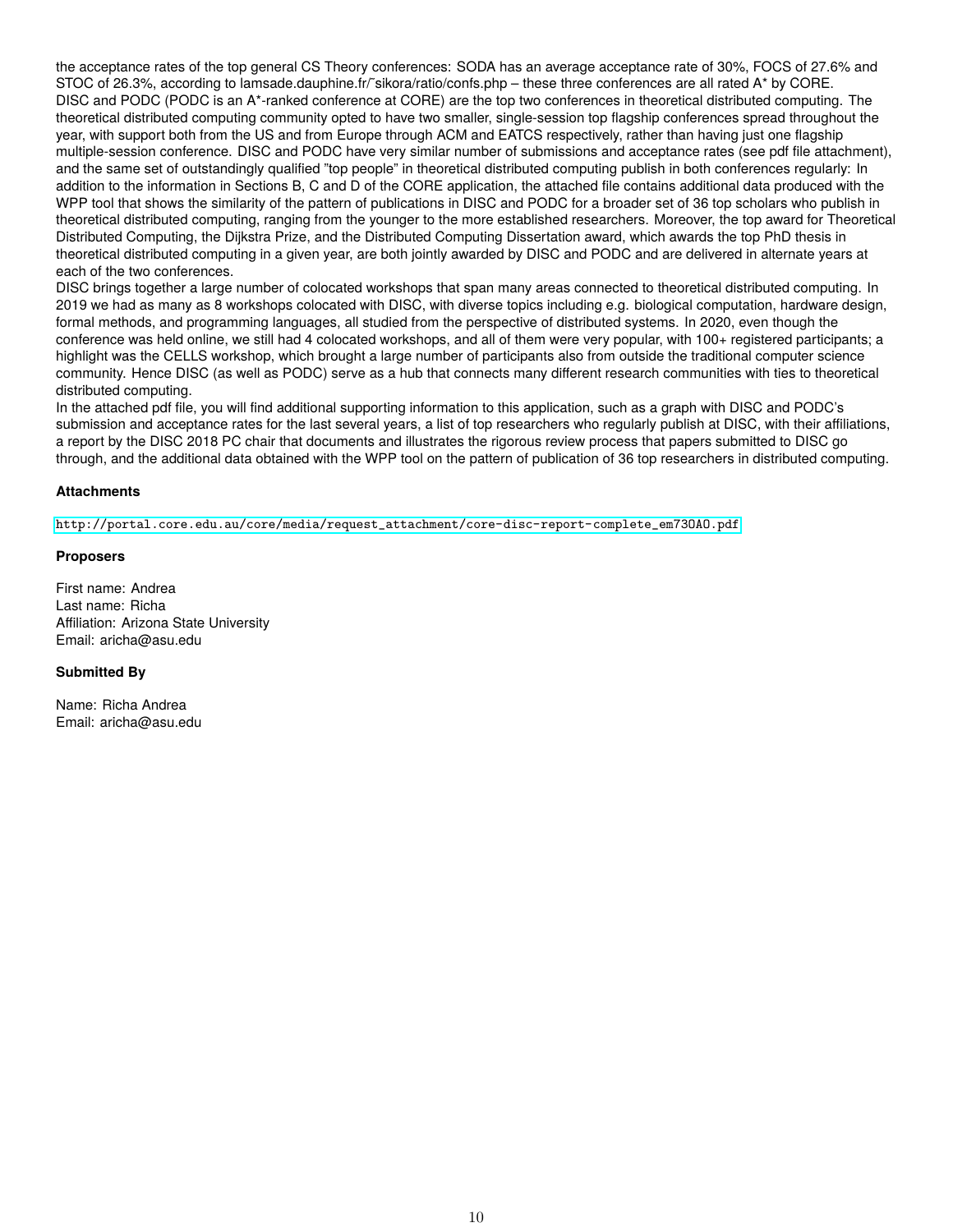the acceptance rates of the top general CS Theory conferences: SODA has an average acceptance rate of 30%, FOCS of 27.6% and STOC of 26.3%, according to lamsade.dauphine.fr/˜sikora/ratio/confs.php – these three conferences are all rated A* by CORE.
DISC and PODC (PODC is an A*-ranked conference at CORE) are the top two conferences in theoretical distributed computing. The theoretical distributed computing community opted to have two smaller, single-session top flagship conferences spread throughout the year, with support both from the US and from Europe through ACM and EATCS respectively, rather than having just one flagship multiple-session conference. DISC and PODC have very similar number of submissions and acceptance rates (see pdf file attachment), and the same set of outstandingly qualified "top people" in theoretical distributed computing publish in both conferences regularly: In addition to the information in Sections B, C and D of the CORE application, the attached file contains additional data produced with the WPP tool that shows the similarity of the pattern of publications in DISC and PODC for a broader set of 36 top scholars who publish in theoretical distributed computing, ranging from the younger to the more established researchers. Moreover, the top award for Theoretical Distributed Computing, the Dijkstra Prize, and the Distributed Computing Dissertation award, which awards the top PhD thesis in theoretical distributed computing in a given year, are both jointly awarded by DISC and PODC and are delivered in alternate years at each of the two conferences.
DISC brings together a large number of colocated workshops that span many areas connected to theoretical distributed computing. In 2019 we had as many as 8 workshops colocated with DISC, with diverse topics including e.g. biological computation, hardware design, formal methods, and programming languages, all studied from the perspective of distributed systems. In 2020, even though the conference was held online, we still had 4 colocated workshops, and all of them were very popular, with 100+ registered participants; a highlight was the CELLS workshop, which brought a large number of participants also from outside the traditional computer science community. Hence DISC (as well as PODC) serve as a hub that connects many different research communities with ties to theoretical distributed computing.
In the attached pdf file, you will find additional supporting information to this application, such as a graph with DISC and PODC's submission and acceptance rates for the last several years, a list of top researchers who regularly publish at DISC, with their affiliations, a report by the DISC 2018 PC chair that documents and illustrates the rigorous review process that papers submitted to DISC go through, and the additional data obtained with the WPP tool on the pattern of publication of 36 top researchers in distributed computing.

### Attachments

http://portal.core.edu.au/core/media/request_attachment/core-disc-report-complete_em730A0.pdf

### Proposers

First name: Andrea
Last name: Richa
Affiliation: Arizona State University
Email: aricha@asu.edu

### Submitted By

Name: Richa Andrea
Email: aricha@asu.edu